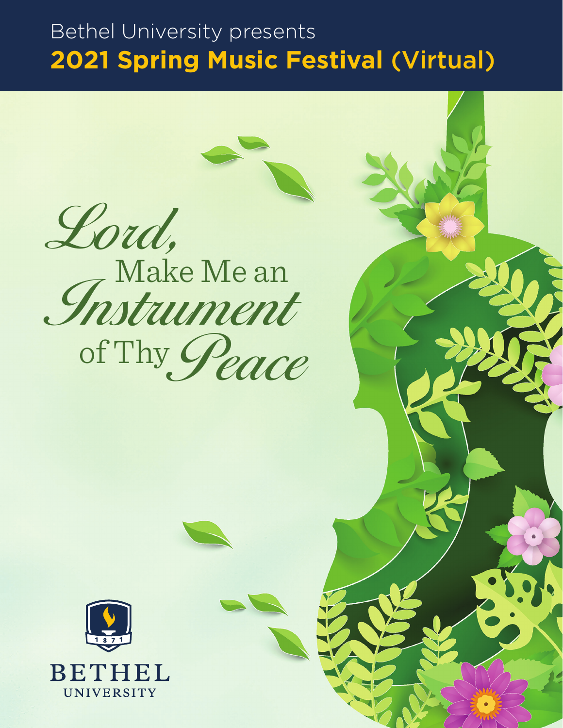Bethel University presents

# 2021 Spring Music Festival (Virtual)

*Lord,* Make Me an *Instrument* of Thy *Peace*

1871

BETHEL UNIVERSITY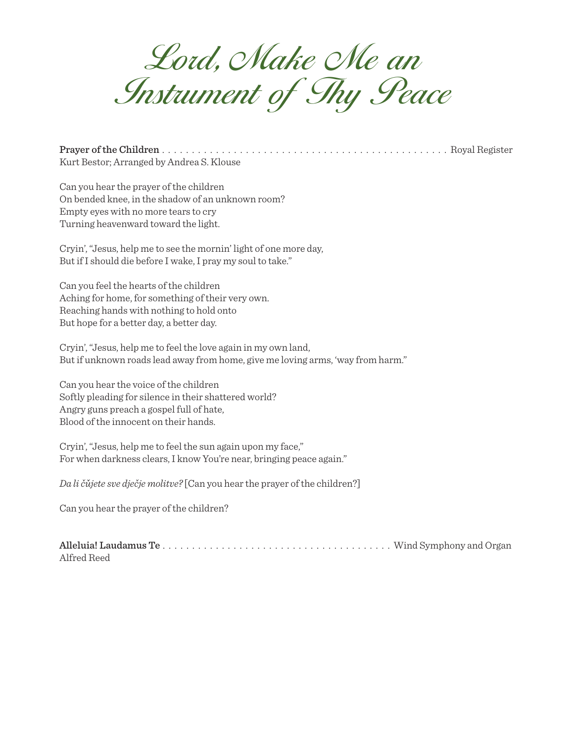# Lord, Make Me an Instrument of Thy Peace

**Prayer of the Children** . . . . . . . . . . . . . . . . . . . . . . . . . . . . . . . . . . . . . . . . . . . . . . . . Royal Register
Kurt Bestor; Arranged by Andrea S. Klouse

Can you hear the prayer of the children
On bended knee, in the shadow of an unknown room?
Empty eyes with no more tears to cry
Turning heavenward toward the light.

Cryin', "Jesus, help me to see the mornin' light of one more day,
But if I should die before I wake, I pray my soul to take."

Can you feel the hearts of the children
Aching for home, for something of their very own.
Reaching hands with nothing to hold onto
But hope for a better day, a better day.

Cryin', "Jesus, help me to feel the love again in my own land,
But if unknown roads lead away from home, give me loving arms, 'way from harm."

Can you hear the voice of the children
Softly pleading for silence in their shattered world?
Angry guns preach a gospel full of hate,
Blood of the innocent on their hands.

Cryin', "Jesus, help me to feel the sun again upon my face,"
For when darkness clears, I know You're near, bringing peace again."

*Da li čůjete sve dječje molitve?* [Can you hear the prayer of the children?]

Can you hear the prayer of the children?

**Alleluia! Laudamus Te** . . . . . . . . . . . . . . . . . . . . . . . . . . . . . . . . . . . . . . Wind Symphony and Organ
Alfred Reed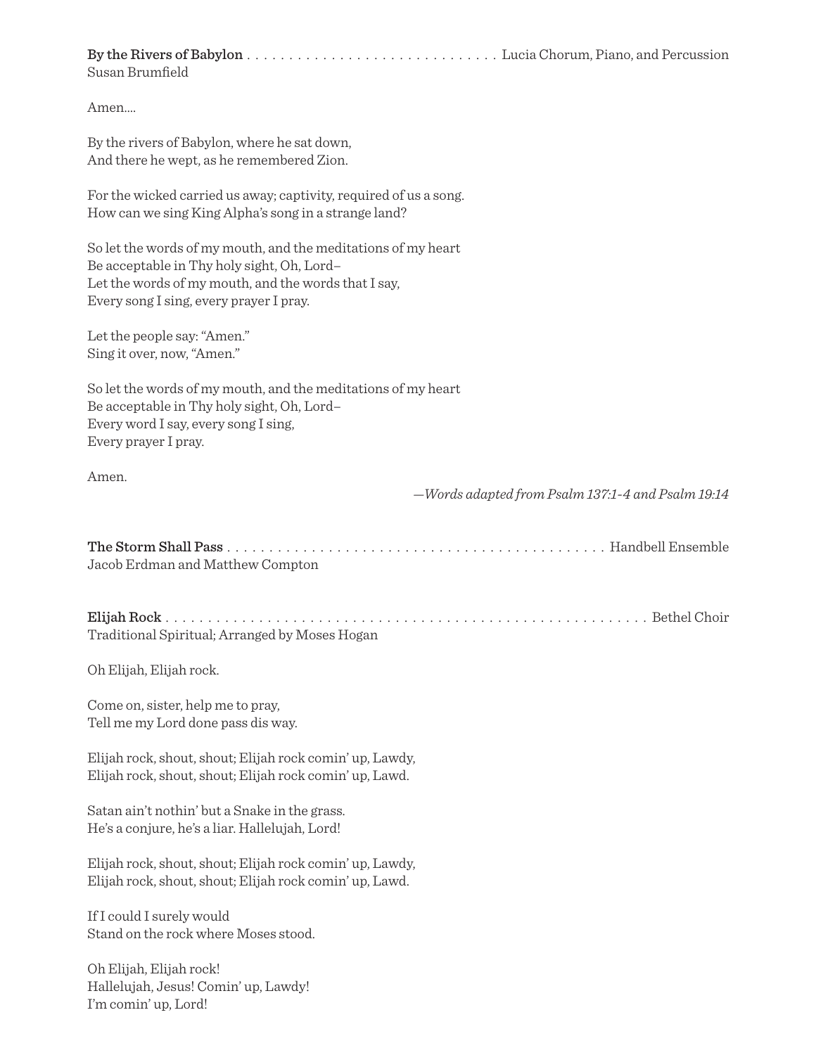**By the Rivers of Babylon** . . . . . . . . . . . . . . . . . . . . . . . . . . . . . . Lucia Chorum, Piano, and Percussion
Susan Brumfield

Amen....

By the rivers of Babylon, where he sat down,
And there he wept, as he remembered Zion.

For the wicked carried us away; captivity, required of us a song.
How can we sing King Alpha's song in a strange land?

So let the words of my mouth, and the meditations of my heart
Be acceptable in Thy holy sight, Oh, Lord–
Let the words of my mouth, and the words that I say,
Every song I sing, every prayer I pray.

Let the people say: "Amen."
Sing it over, now, "Amen."

So let the words of my mouth, and the meditations of my heart
Be acceptable in Thy holy sight, Oh, Lord–
Every word I say, every song I sing,
Every prayer I pray.

Amen.

*—Words adapted from Psalm 137:1-4 and Psalm 19:14*

**The Storm Shall Pass** . . . . . . . . . . . . . . . . . . . . . . . . . . . . . . . . . . . . . . . . . . . . . Handbell Ensemble
Jacob Erdman and Matthew Compton

**Elijah Rock** . . . . . . . . . . . . . . . . . . . . . . . . . . . . . . . . . . . . . . . . . . . . . . . . . . . . . . . Bethel Choir
Traditional Spiritual; Arranged by Moses Hogan

Oh Elijah, Elijah rock.

Come on, sister, help me to pray,
Tell me my Lord done pass dis way.

Elijah rock, shout, shout; Elijah rock comin' up, Lawdy,
Elijah rock, shout, shout; Elijah rock comin' up, Lawd.

Satan ain't nothin' but a Snake in the grass.
He's a conjure, he's a liar. Hallelujah, Lord!

Elijah rock, shout, shout; Elijah rock comin' up, Lawdy,
Elijah rock, shout, shout; Elijah rock comin' up, Lawd.

If I could I surely would
Stand on the rock where Moses stood.

Oh Elijah, Elijah rock!
Hallelujah, Jesus! Comin' up, Lawdy!
I'm comin' up, Lord!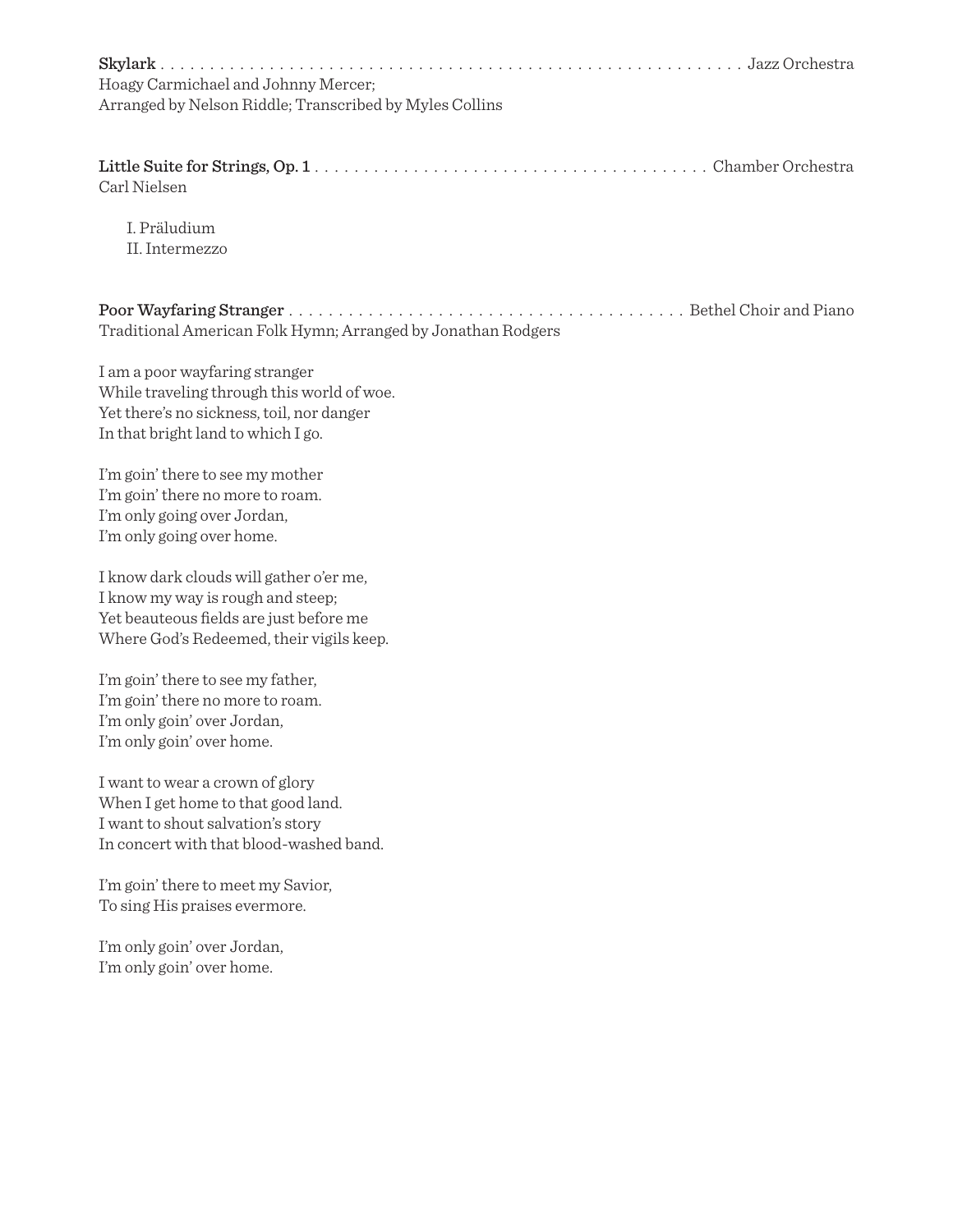**Skylark** . . . . . . . . . . . . . . . . . . . . . . . . . . . . . . . . . . . . . . . . . . . . . . . . . . . . . . . . . . . . . Jazz Orchestra
Hoagy Carmichael and Johnny Mercer;
Arranged by Nelson Riddle; Transcribed by Myles Collins

**Little Suite for Strings, Op. 1** . . . . . . . . . . . . . . . . . . . . . . . . . . . . . . . . . . . . . . . Chamber Orchestra
Carl Nielsen

I. Präludium
II. Intermezzo

**Poor Wayfaring Stranger** . . . . . . . . . . . . . . . . . . . . . . . . . . . . . . . . . . . . . . . Bethel Choir and Piano
Traditional American Folk Hymn; Arranged by Jonathan Rodgers

I am a poor wayfaring stranger
While traveling through this world of woe.
Yet there's no sickness, toil, nor danger
In that bright land to which I go.

I'm goin' there to see my mother
I'm goin' there no more to roam.
I'm only going over Jordan,
I'm only going over home.

I know dark clouds will gather o'er me,
I know my way is rough and steep;
Yet beauteous fields are just before me
Where God's Redeemed, their vigils keep.

I'm goin' there to see my father,
I'm goin' there no more to roam.
I'm only goin' over Jordan,
I'm only goin' over home.

I want to wear a crown of glory
When I get home to that good land.
I want to shout salvation's story
In concert with that blood-washed band.

I'm goin' there to meet my Savior,
To sing His praises evermore.

I'm only goin' over Jordan,
I'm only goin' over home.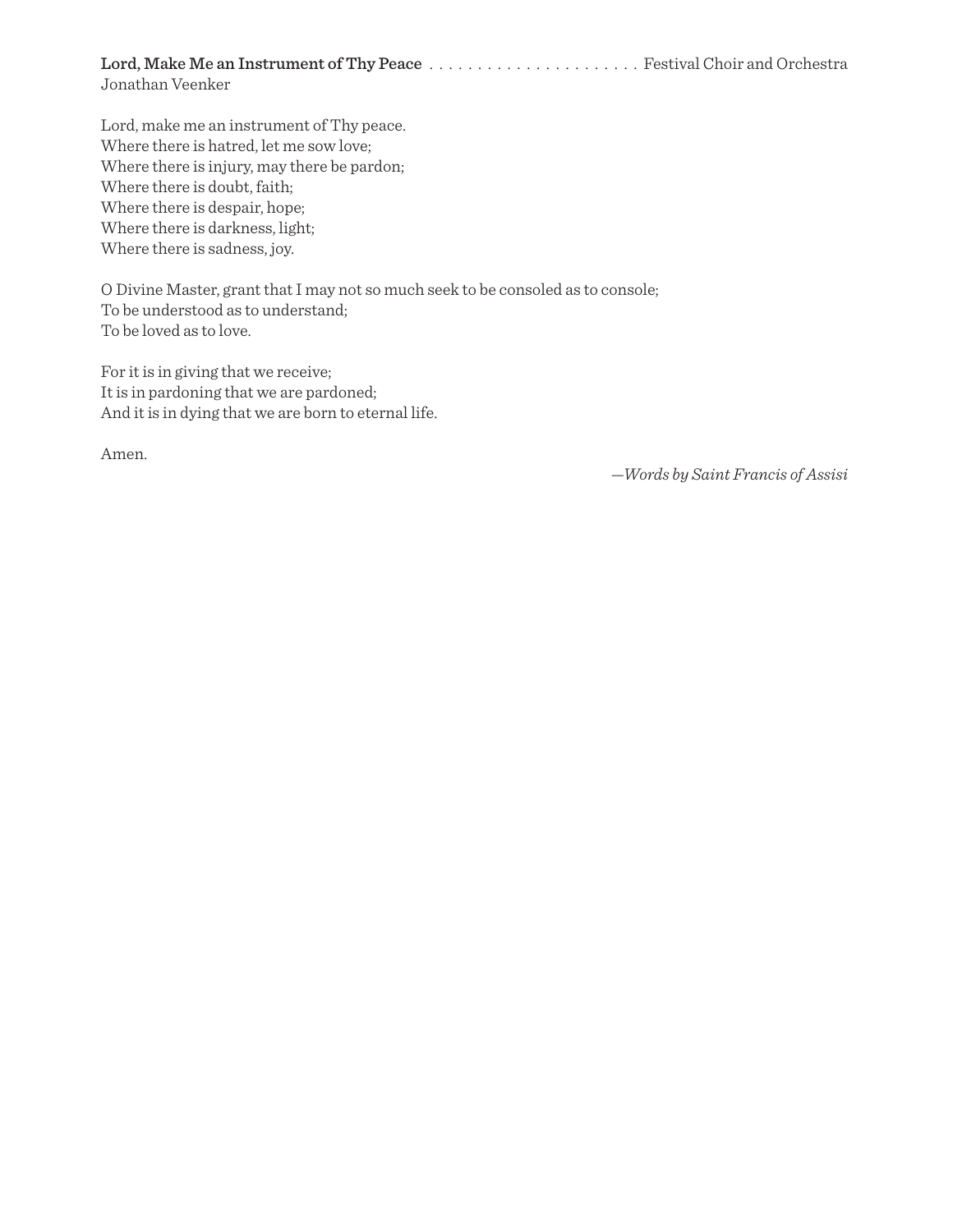**Lord, Make Me an Instrument of Thy Peace** . . . . . . . . . . . . . . . . . . . . . . Festival Choir and Orchestra
Jonathan Veenker

Lord, make me an instrument of Thy peace.
Where there is hatred, let me sow love;
Where there is injury, may there be pardon;
Where there is doubt, faith;
Where there is despair, hope;
Where there is darkness, light;
Where there is sadness, joy.

O Divine Master, grant that I may not so much seek to be consoled as to console;
To be understood as to understand;
To be loved as to love.

For it is in giving that we receive;
It is in pardoning that we are pardoned;
And it is in dying that we are born to eternal life.

Amen.

*—Words by Saint Francis of Assisi*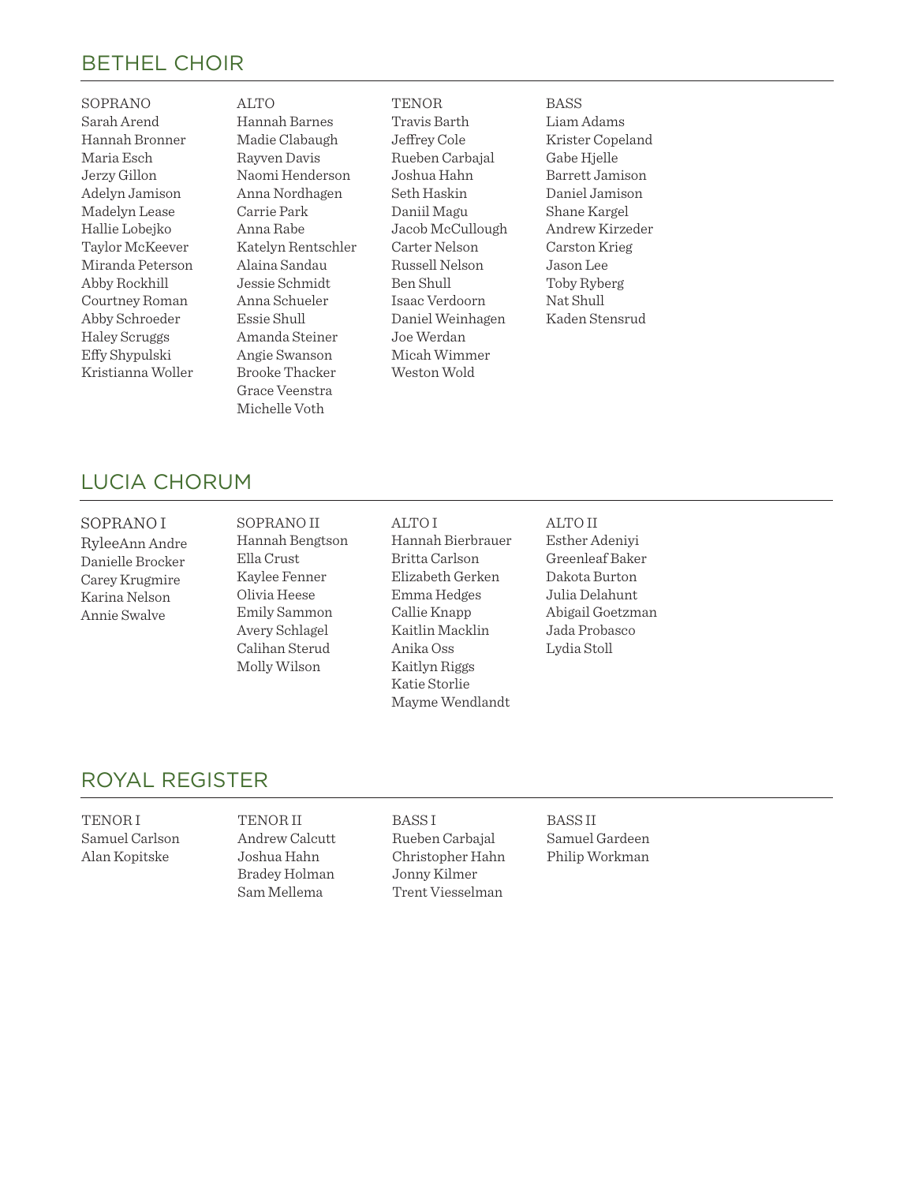## BETHEL CHOIR

**SOPRANO**
Sarah Arend
Hannah Bronner
Maria Esch
Jerzy Gillon
Adelyn Jamison
Madelyn Lease
Hallie Lobejko
Taylor McKeever
Miranda Peterson
Abby Rockhill
Courtney Roman
Abby Schroeder
Haley Scruggs
Effy Shypulski
Kristianna Woller

**ALTO**
Hannah Barnes
Madie Clabaugh
Rayven Davis
Naomi Henderson
Anna Nordhagen
Carrie Park
Anna Rabe
Katelyn Rentschler
Alaina Sandau
Jessie Schmidt
Anna Schueler
Essie Shull
Amanda Steiner
Angie Swanson
Brooke Thacker
Grace Veenstra
Michelle Voth

**TENOR**
Travis Barth
Jeffrey Cole
Rueben Carbajal
Joshua Hahn
Seth Haskin
Daniil Magu
Jacob McCullough
Carter Nelson
Russell Nelson
Ben Shull
Isaac Verdoorn
Daniel Weinhagen
Joe Werdan
Micah Wimmer
Weston Wold

**BASS**
Liam Adams
Krister Copeland
Gabe Hjelle
Barrett Jamison
Daniel Jamison
Shane Kargel
Andrew Kirzeder
Carston Krieg
Jason Lee
Toby Ryberg
Nat Shull
Kaden Stensrud

## LUCIA CHORUM

**SOPRANO I**
RyleeAnn Andre
Danielle Brocker
Carey Krugmire
Karina Nelson
Annie Swalve

**SOPRANO II**
Hannah Bengtson
Ella Crust
Kaylee Fenner
Olivia Heese
Emily Sammon
Avery Schlagel
Calihan Sterud
Molly Wilson

**ALTO I**
Hannah Bierbrauer
Britta Carlson
Elizabeth Gerken
Emma Hedges
Callie Knapp
Kaitlin Macklin
Anika Oss
Kaitlyn Riggs
Katie Storlie
Mayme Wendlandt

**ALTO II**
Esther Adeniyi
Greenleaf Baker
Dakota Burton
Julia Delahunt
Abigail Goetzman
Jada Probasco
Lydia Stoll

## ROYAL REGISTER

**TENOR I**
Samuel Carlson
Alan Kopitske

**TENOR II**
Andrew Calcutt
Joshua Hahn
Bradey Holman
Sam Mellema

**BASS I**
Rueben Carbajal
Christopher Hahn
Jonny Kilmer
Trent Viesselman

**BASS II**
Samuel Gardeen
Philip Workman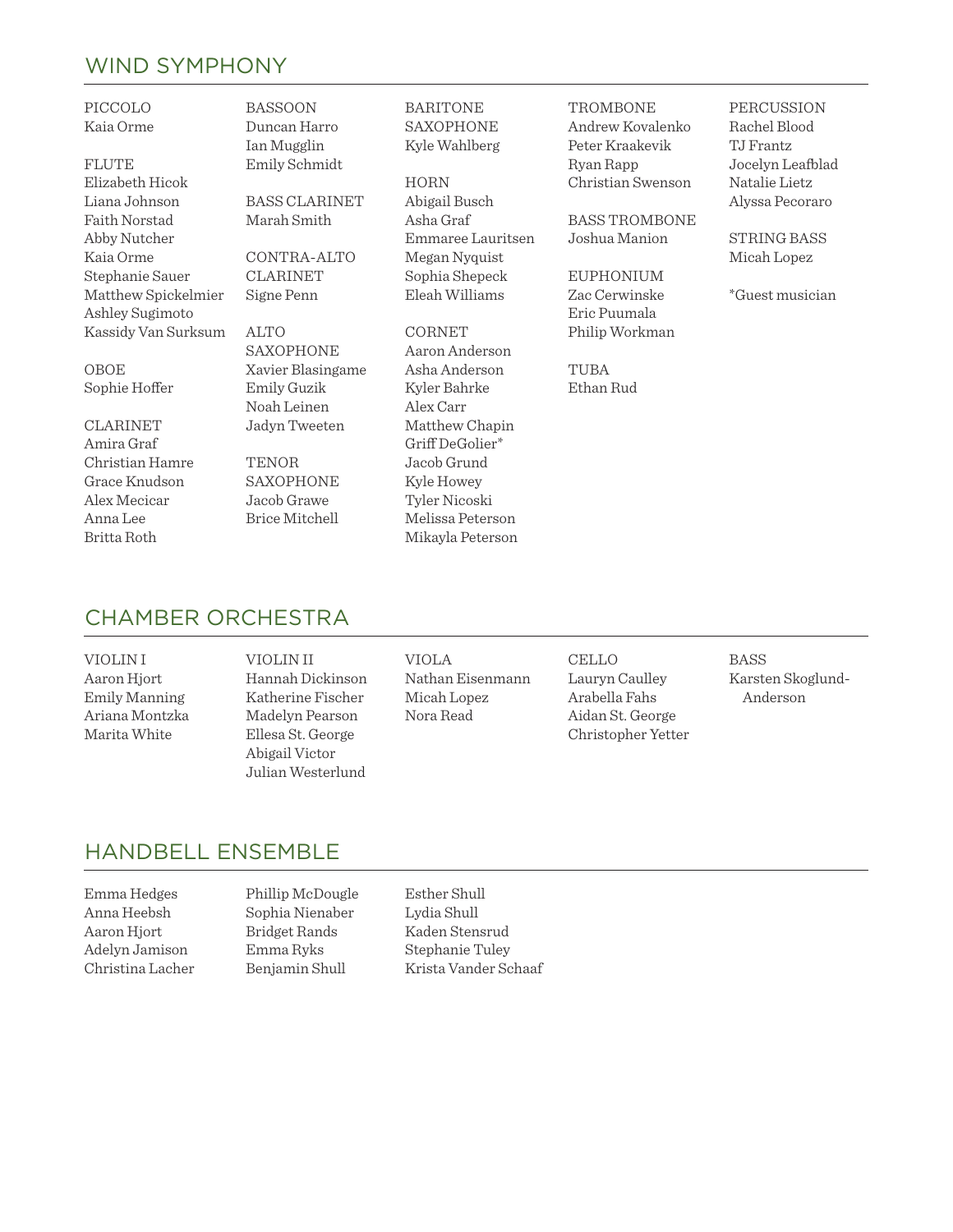## WIND SYMPHONY

PICCOLO
Kaia Orme

FLUTE
Elizabeth Hicok
Liana Johnson
Faith Norstad
Abby Nutcher
Kaia Orme
Stephanie Sauer
Matthew Spickelmier
Ashley Sugimoto
Kassidy Van Surksum

OBOE
Sophie Hoffer

CLARINET
Amira Graf
Christian Hamre
Grace Knudson
Alex Mecicar
Anna Lee
Britta Roth

BASSOON
Duncan Harro
Ian Mugglin
Emily Schmidt

BASS CLARINET
Marah Smith

CONTRA-ALTO CLARINET
Signe Penn

ALTO SAXOPHONE
Xavier Blasingame
Emily Guzik
Noah Leinen
Jadyn Tweeten

TENOR SAXOPHONE
Jacob Grawe
Brice Mitchell

BARITONE SAXOPHONE
Kyle Wahlberg

HORN
Abigail Busch
Asha Graf
Emmaree Lauritsen
Megan Nyquist
Sophia Shepeck
Eleah Williams

CORNET
Aaron Anderson
Asha Anderson
Kyler Bahrke
Alex Carr
Matthew Chapin
Griff DeGolier*
Jacob Grund
Kyle Howey
Tyler Nicoski
Melissa Peterson
Mikayla Peterson

TROMBONE
Andrew Kovalenko
Peter Kraakevik
Ryan Rapp
Christian Swenson

BASS TROMBONE
Joshua Manion

EUPHONIUM
Zac Cerwinske
Eric Puumala
Philip Workman

TUBA
Ethan Rud

PERCUSSION
Rachel Blood
TJ Frantz
Jocelyn Leafblad
Natalie Lietz
Alyssa Pecoraro

STRING BASS
Micah Lopez

*Guest musician

## CHAMBER ORCHESTRA

VIOLIN I
Aaron Hjort
Emily Manning
Ariana Montzka
Marita White

VIOLIN II
Hannah Dickinson
Katherine Fischer
Madelyn Pearson
Ellesa St. George
Abigail Victor
Julian Westerlund

VIOLA
Nathan Eisenmann
Micah Lopez
Nora Read

CELLO
Lauryn Caulley
Arabella Fahs
Aidan St. George
Christopher Yetter

BASS
Karsten Skoglund-Anderson

## HANDBELL ENSEMBLE

Emma Hedges
Anna Heebsh
Aaron Hjort
Adelyn Jamison
Christina Lacher
Phillip McDougle
Sophia Nienaber
Bridget Rands
Emma Ryks
Benjamin Shull
Esther Shull
Lydia Shull
Kaden Stensrud
Stephanie Tuley
Krista Vander Schaaf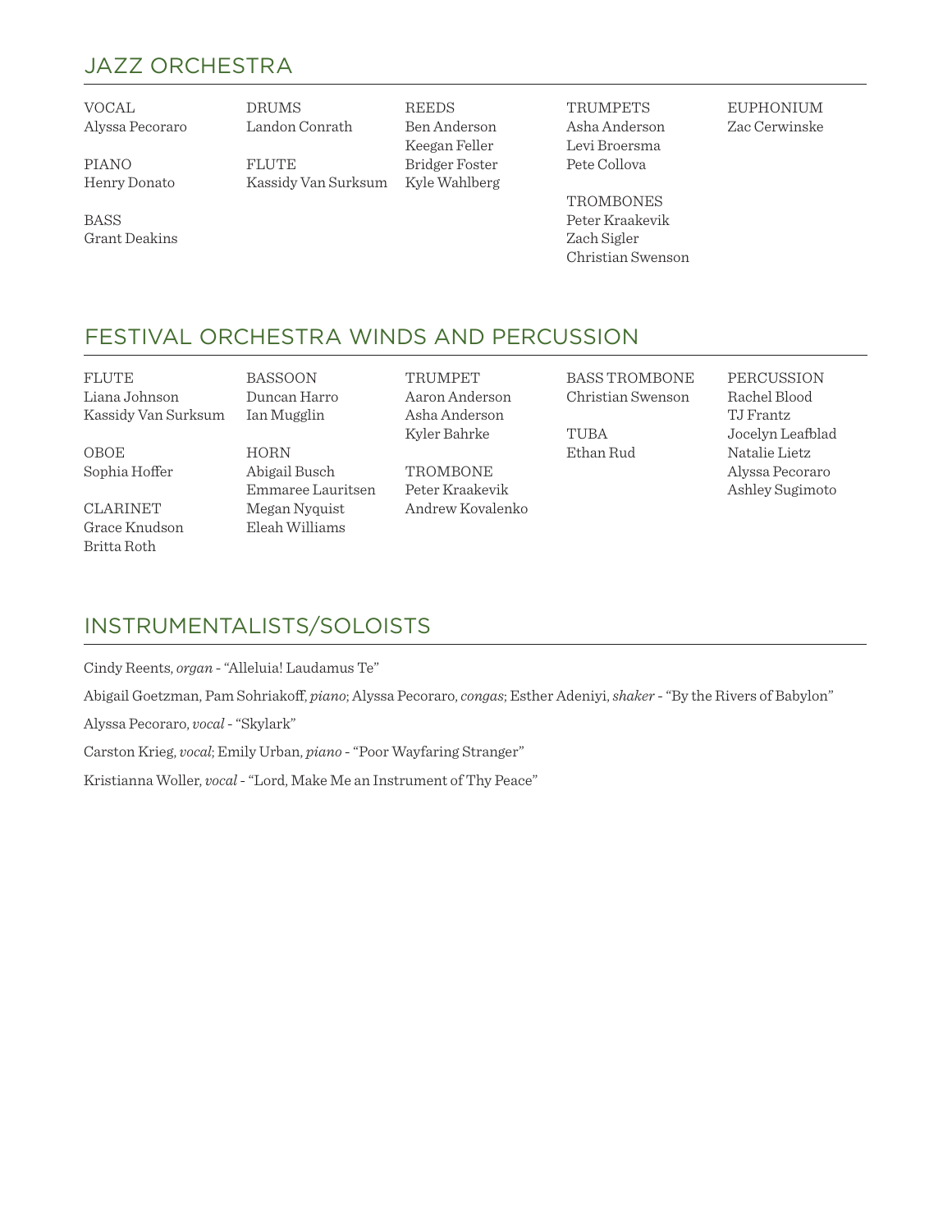## JAZZ ORCHESTRA

VOCAL
Alyssa Pecoraro

PIANO
Henry Donato

BASS
Grant Deakins

DRUMS
Landon Conrath

FLUTE
Kassidy Van Surksum

REEDS
Ben Anderson
Keegan Feller
Bridger Foster
Kyle Wahlberg

TRUMPETS
Asha Anderson
Levi Broersma
Pete Collova

TROMBONES
Peter Kraakevik
Zach Sigler
Christian Swenson

EUPHONIUM
Zac Cerwinske

## FESTIVAL ORCHESTRA WINDS AND PERCUSSION

FLUTE
Liana Johnson
Kassidy Van Surksum

OBOE
Sophia Hoffer

CLARINET
Grace Knudson
Britta Roth

BASSOON
Duncan Harro
Ian Mugglin

HORN
Abigail Busch
Emmaree Lauritsen
Megan Nyquist
Eleah Williams

TRUMPET
Aaron Anderson
Asha Anderson
Kyler Bahrke

TROMBONE
Peter Kraakevik
Andrew Kovalenko

BASS TROMBONE
Christian Swenson

TUBA
Ethan Rud

PERCUSSION
Rachel Blood
TJ Frantz
Jocelyn Leafblad
Natalie Lietz
Alyssa Pecoraro
Ashley Sugimoto

## INSTRUMENTALISTS/SOLOISTS

Cindy Reents, *organ* - "Alleluia! Laudamus Te"

Abigail Goetzman, Pam Sohriakoff, *piano*; Alyssa Pecoraro, *congas*; Esther Adeniyi, *shaker* - "By the Rivers of Babylon"

Alyssa Pecoraro, *vocal* - "Skylark"

Carston Krieg, *vocal*; Emily Urban, *piano* - "Poor Wayfaring Stranger"

Kristianna Woller, *vocal* - "Lord, Make Me an Instrument of Thy Peace"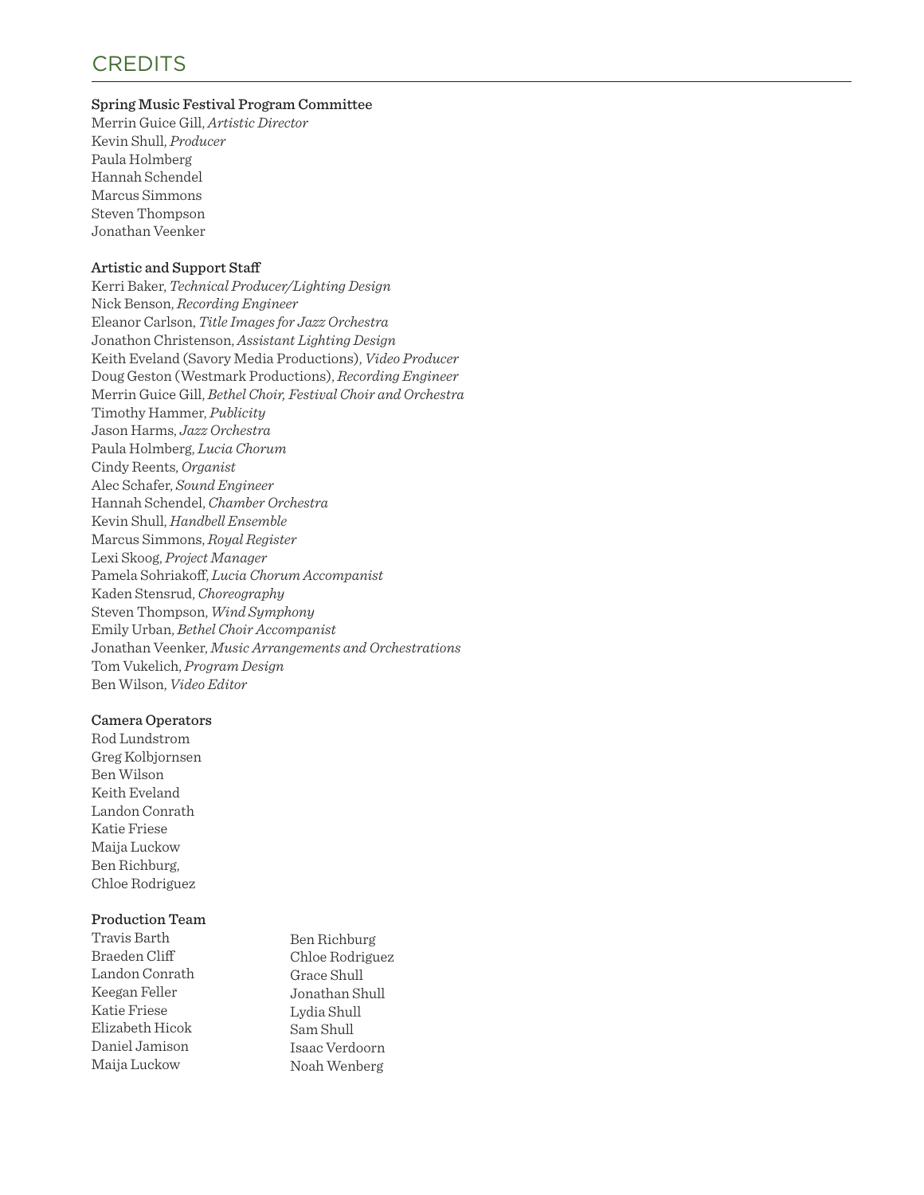# CREDITS

**Spring Music Festival Program Committee**

Merrin Guice Gill, *Artistic Director*
Kevin Shull, *Producer*
Paula Holmberg
Hannah Schendel
Marcus Simmons
Steven Thompson
Jonathan Veenker

**Artistic and Support Staff**

Kerri Baker, *Technical Producer/Lighting Design*
Nick Benson, *Recording Engineer*
Eleanor Carlson, *Title Images for Jazz Orchestra*
Jonathon Christenson, *Assistant Lighting Design*
Keith Eveland (Savory Media Productions), *Video Producer*
Doug Geston (Westmark Productions), *Recording Engineer*
Merrin Guice Gill, *Bethel Choir, Festival Choir and Orchestra*
Timothy Hammer, *Publicity*
Jason Harms, *Jazz Orchestra*
Paula Holmberg, *Lucia Chorum*
Cindy Reents, *Organist*
Alec Schafer, *Sound Engineer*
Hannah Schendel, *Chamber Orchestra*
Kevin Shull, *Handbell Ensemble*
Marcus Simmons, *Royal Register*
Lexi Skoog, *Project Manager*
Pamela Sohriakoff, *Lucia Chorum Accompanist*
Kaden Stensrud, *Choreography*
Steven Thompson, *Wind Symphony*
Emily Urban, *Bethel Choir Accompanist*
Jonathan Veenker, *Music Arrangements and Orchestrations*
Tom Vukelich, *Program Design*
Ben Wilson, *Video Editor*

**Camera Operators**

Rod Lundstrom
Greg Kolbjornsen
Ben Wilson
Keith Eveland
Landon Conrath
Katie Friese
Maija Luckow
Ben Richburg,
Chloe Rodriguez

**Production Team**

Travis Barth
Braeden Cliff
Landon Conrath
Keegan Feller
Katie Friese
Elizabeth Hicok
Daniel Jamison
Maija Luckow
Ben Richburg
Chloe Rodriguez
Grace Shull
Jonathan Shull
Lydia Shull
Sam Shull
Isaac Verdoorn
Noah Wenberg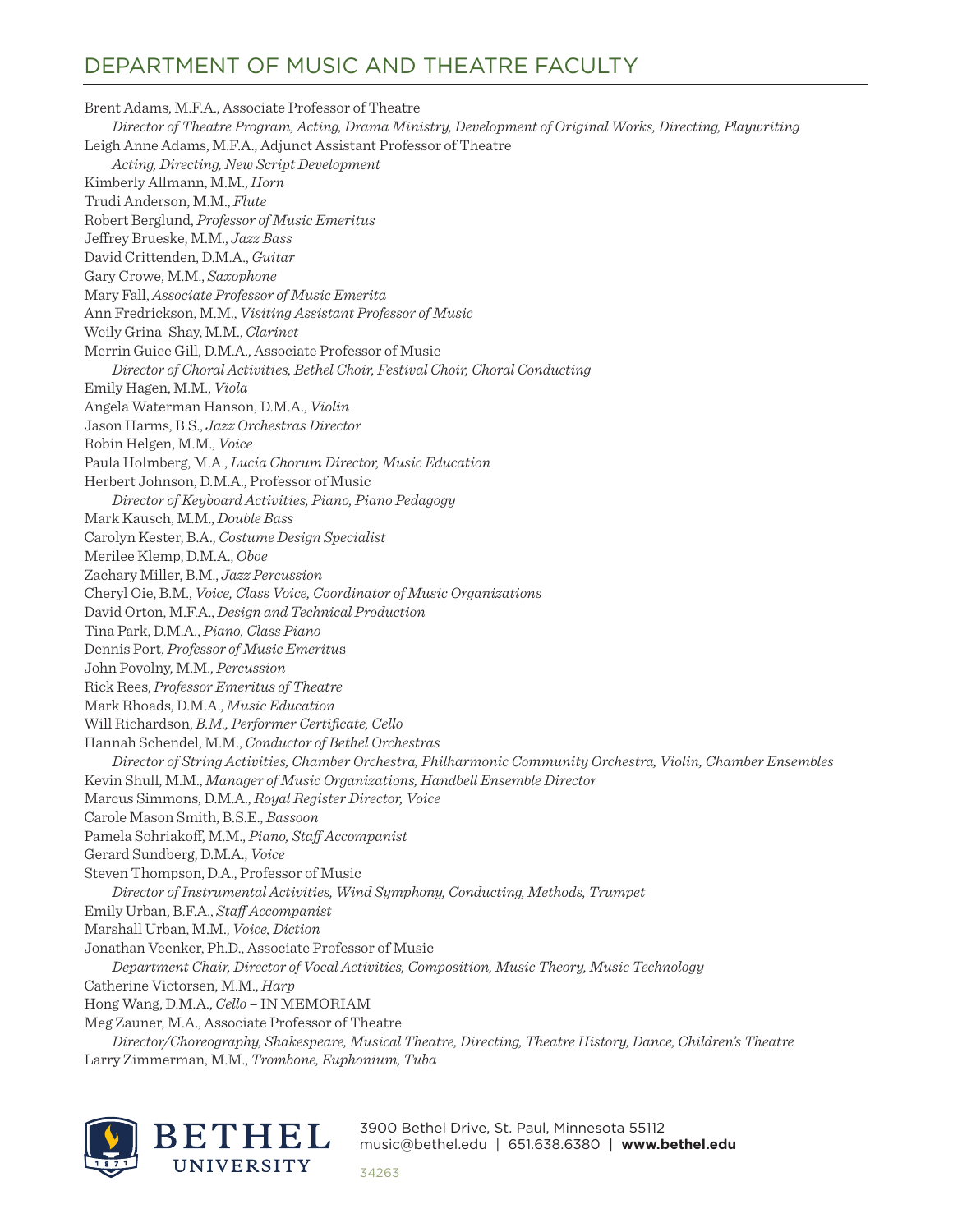# DEPARTMENT OF MUSIC AND THEATRE FACULTY

Brent Adams, M.F.A., Associate Professor of Theatre
*Director of Theatre Program, Acting, Drama Ministry, Development of Original Works, Directing, Playwriting*
Leigh Anne Adams, M.F.A., Adjunct Assistant Professor of Theatre
*Acting, Directing, New Script Development*
Kimberly Allmann, M.M., *Horn*
Trudi Anderson, M.M., *Flute*
Robert Berglund, *Professor of Music Emeritus*
Jeffrey Brueske, M.M., *Jazz Bass*
David Crittenden, D.M.A., *Guitar*
Gary Crowe, M.M., *Saxophone*
Mary Fall, *Associate Professor of Music Emerita*
Ann Fredrickson, M.M., *Visiting Assistant Professor of Music*
Weily Grina-Shay, M.M., *Clarinet*
Merrin Guice Gill, D.M.A., Associate Professor of Music
*Director of Choral Activities, Bethel Choir, Festival Choir, Choral Conducting*
Emily Hagen, M.M., *Viola*
Angela Waterman Hanson, D.M.A., *Violin*
Jason Harms, B.S., *Jazz Orchestras Director*
Robin Helgen, M.M., *Voice*
Paula Holmberg, M.A., *Lucia Chorum Director, Music Education*
Herbert Johnson, D.M.A., Professor of Music
*Director of Keyboard Activities, Piano, Piano Pedagogy*
Mark Kausch, M.M., *Double Bass*
Carolyn Kester, B.A., *Costume Design Specialist*
Merilee Klemp, D.M.A., *Oboe*
Zachary Miller, B.M., *Jazz Percussion*
Cheryl Oie, B.M., *Voice, Class Voice, Coordinator of Music Organizations*
David Orton, M.F.A., *Design and Technical Production*
Tina Park, D.M.A., *Piano, Class Piano*
Dennis Port, *Professor of Music Emeritus*
John Povolny, M.M., *Percussion*
Rick Rees, *Professor Emeritus of Theatre*
Mark Rhoads, D.M.A., *Music Education*
Will Richardson, *B.M., Performer Certificate, Cello*
Hannah Schendel, M.M., *Conductor of Bethel Orchestras*
*Director of String Activities, Chamber Orchestra, Philharmonic Community Orchestra, Violin, Chamber Ensembles*
Kevin Shull, M.M., *Manager of Music Organizations, Handbell Ensemble Director*
Marcus Simmons, D.M.A., *Royal Register Director, Voice*
Carole Mason Smith, B.S.E., *Bassoon*
Pamela Sohriakoff, M.M., *Piano, Staff Accompanist*
Gerard Sundberg, D.M.A., *Voice*
Steven Thompson, D.A., Professor of Music
*Director of Instrumental Activities, Wind Symphony, Conducting, Methods, Trumpet*
Emily Urban, B.F.A., *Staff Accompanist*
Marshall Urban, M.M., *Voice, Diction*
Jonathan Veenker, Ph.D., Associate Professor of Music
*Department Chair, Director of Vocal Activities, Composition, Music Theory, Music Technology*
Catherine Victorsen, M.M., *Harp*
Hong Wang, D.M.A., *Cello* – IN MEMORIAM
Meg Zauner, M.A., Associate Professor of Theatre
*Director/Choreography, Shakespeare, Musical Theatre, Directing, Theatre History, Dance, Children's Theatre*
Larry Zimmerman, M.M., *Trombone, Euphonium, Tuba*

BETHEL UNIVERSITY

3900 Bethel Drive, St. Paul, Minnesota 55112
music@bethel.edu | 651.638.6380 | **www.bethel.edu**

34263